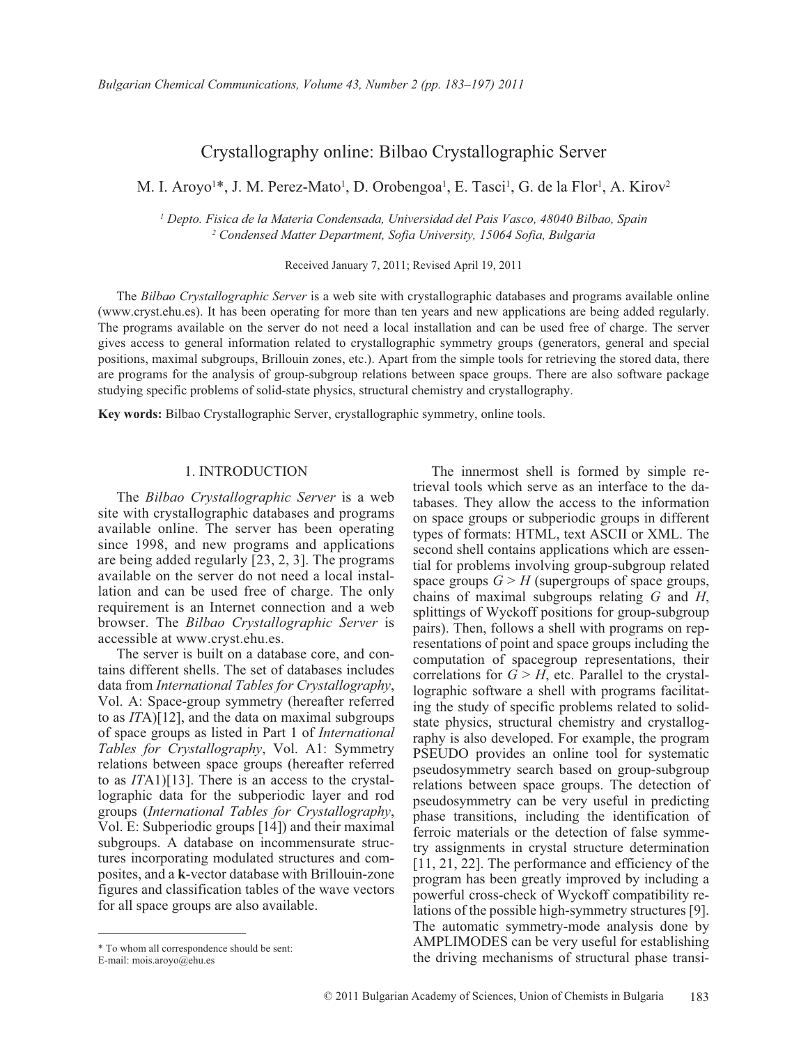# Crystallography online: Bilbao Crystallographic Server

M. I. Aroyo[1]*, J. M. Perez-Mato[1], D. Orobengoa[1], E. Tasci[1], G. de la Flor[1], A. Kirov[2]

*[1] Depto. Fisica de la Materia Condensada, Universidad del Pais Vasco, 48040 Bilbao, Spain*
*[2] Condensed Matter Department, Sofia University, 15064 Sofia, Bulgaria*

Received January 7, 2011; Revised April 19, 2011

The *Bilbao Crystallographic Server* is a web site with crystallographic databases and programs available online (www.cryst.ehu.es). It has been operating for more than ten years and new applications are being added regularly. The programs available on the server do not need a local installation and can be used free of charge. The server gives access to general information related to crystallographic symmetry groups (generators, general and special positions, maximal subgroups, Brillouin zones, etc.). Apart from the simple tools for retrieving the stored data, there are programs for the analysis of group-subgroup relations between space groups. There are also software package studying specific problems of solid-state physics, structural chemistry and crystallography.

**Key words:** Bilbao Crystallographic Server, crystallographic symmetry, online tools.

## 1. INTRODUCTION

The *Bilbao Crystallographic Server* is a web site with crystallographic databases and programs available online. The server has been operating since 1998, and new programs and applications are being added regularly [23, 2, 3]. The programs available on the server do not need a local installation and can be used free of charge. The only requirement is an Internet connection and a web browser. The *Bilbao Crystallographic Server* is accessible at www.cryst.ehu.es.

The server is built on a database core, and contains different shells. The set of databases includes data from *International Tables for Crystallography*, Vol. A: Space-group symmetry (hereafter referred to as *IT*A)[12], and the data on maximal subgroups of space groups as listed in Part 1 of *International Tables for Crystallography*, Vol. A1: Symmetry relations between space groups (hereafter referred to as *IT*A1)[13]. There is an access to the crystallographic data for the subperiodic layer and rod groups (*International Tables for Crystallography*, Vol. E: Subperiodic groups [14]) and their maximal subgroups. A database on incommensurate structures incorporating modulated structures and composites, and a **k**-vector database with Brillouin-zone figures and classification tables of the wave vectors for all space groups are also available.

The innermost shell is formed by simple retrieval tools which serve as an interface to the databases. They allow the access to the information on space groups or subperiodic groups in different types of formats: HTML, text ASCII or XML. The second shell contains applications which are essential for problems involving group-subgroup related space groups $G > H$ (supergroups of space groups, chains of maximal subgroups relating $G$ and $H$, splittings of Wyckoff positions for group-subgroup pairs). Then, follows a shell with programs on representations of point and space groups including the computation of spacegroup representations, their correlations for $G > H$, etc. Parallel to the crystallographic software a shell with programs facilitating the study of specific problems related to solid-state physics, structural chemistry and crystallography is also developed. For example, the program PSEUDO provides an online tool for systematic pseudosymmetry search based on group-subgroup relations between space groups. The detection of pseudosymmetry can be very useful in predicting phase transitions, including the identification of ferroic materials or the detection of false symmetry assignments in crystal structure determination [11, 21, 22]. The performance and efficiency of the program has been greatly improved by including a powerful cross-check of Wyckoff compatibility relations of the possible high-symmetry structures [9]. The automatic symmetry-mode analysis done by AMPLIMODES can be very useful for establishing the driving mechanisms of structural phase transi-

\* To whom all correspondence should be sent:
E-mail: mois.aroyo@ehu.es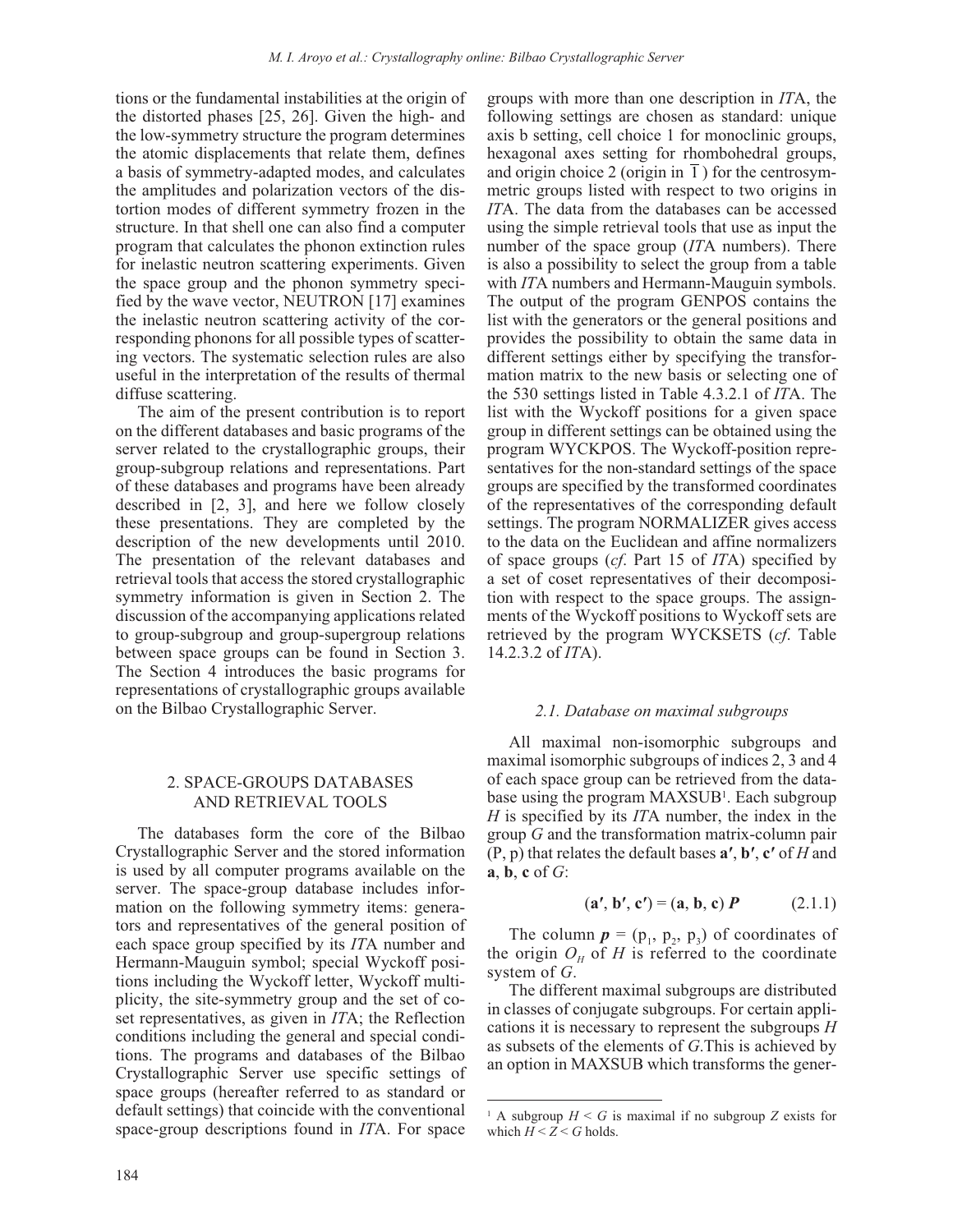tions or the fundamental instabilities at the origin of the distorted phases [25, 26]. Given the high- and the low-symmetry structure the program determines the atomic displacements that relate them, defines a basis of symmetry-adapted modes, and calculates the amplitudes and polarization vectors of the distortion modes of different symmetry frozen in the structure. In that shell one can also find a computer program that calculates the phonon extinction rules for inelastic neutron scattering experiments. Given the space group and the phonon symmetry specified by the wave vector, NEUTRON [17] examines the inelastic neutron scattering activity of the corresponding phonons for all possible types of scattering vectors. The systematic selection rules are also useful in the interpretation of the results of thermal diffuse scattering.

The aim of the present contribution is to report on the different databases and basic programs of the server related to the crystallographic groups, their group-subgroup relations and representations. Part of these databases and programs have been already described in [2, 3], and here we follow closely these presentations. They are completed by the description of the new developments until 2010. The presentation of the relevant databases and retrieval tools that access the stored crystallographic symmetry information is given in Section 2. The discussion of the accompanying applications related to group-subgroup and group-supergroup relations between space groups can be found in Section 3. The Section 4 introduces the basic programs for representations of crystallographic groups available on the Bilbao Crystallographic Server.

## 2. SPACE-GROUPS DATABASES AND RETRIEVAL TOOLS

The databases form the core of the Bilbao Crystallographic Server and the stored information is used by all computer programs available on the server. The space-group database includes information on the following symmetry items: generators and representatives of the general position of each space group specified by its *IT*A number and Hermann-Mauguin symbol; special Wyckoff positions including the Wyckoff letter, Wyckoff multiplicity, the site-symmetry group and the set of coset representatives, as given in *IT*A; the Reflection conditions including the general and special conditions. The programs and databases of the Bilbao Crystallographic Server use specific settings of space groups (hereafter referred to as standard or default settings) that coincide with the conventional space-group descriptions found in *IT*A. For space groups with more than one description in *IT*A, the following settings are chosen as standard: unique axis b setting, cell choice 1 for monoclinic groups, hexagonal axes setting for rhombohedral groups, and origin choice 2 (origin in $\bar{1}$) for the centrosymmetric groups listed with respect to two origins in *IT*A. The data from the databases can be accessed using the simple retrieval tools that use as input the number of the space group (*IT*A numbers). There is also a possibility to select the group from a table with *IT*A numbers and Hermann-Mauguin symbols. The output of the program GENPOS contains the list with the generators or the general positions and provides the possibility to obtain the same data in different settings either by specifying the transformation matrix to the new basis or selecting one of the 530 settings listed in Table 4.3.2.1 of *IT*A. The list with the Wyckoff positions for a given space group in different settings can be obtained using the program WYCKPOS. The Wyckoff-position representatives for the non-standard settings of the space groups are specified by the transformed coordinates of the representatives of the corresponding default settings. The program NORMALIZER gives access to the data on the Euclidean and affine normalizers of space groups (*cf*. Part 15 of *IT*A) specified by a set of coset representatives of their decomposition with respect to the space groups. The assignments of the Wyckoff positions to Wyckoff sets are retrieved by the program WYCKSETS (*cf*. Table 14.2.3.2 of *IT*A).

### 2.1. Database on maximal subgroups

All maximal non-isomorphic subgroups and maximal isomorphic subgroups of indices 2, 3 and 4 of each space group can be retrieved from the database using the program MAXSUB[1]. Each subgroup $H$ is specified by its *IT*A number, the index in the group $G$ and the transformation matrix-column pair $(P, p)$ that relates the default bases $\mathbf{a}', \mathbf{b}', \mathbf{c}'$ of $H$ and $\mathbf{a}, \mathbf{b}, \mathbf{c}$ of $G$:

$$(\mathbf{a}', \mathbf{b}', \mathbf{c}') = (\mathbf{a}, \mathbf{b}, \mathbf{c})\, \boldsymbol{P} \qquad (2.1.1)$$

The column $\boldsymbol{p} = (p_1, p_2, p_3)$ of coordinates of the origin $O_H$ of $H$ is referred to the coordinate system of $G$.

The different maximal subgroups are distributed in classes of conjugate subgroups. For certain applications it is necessary to represent the subgroups $H$ as subsets of the elements of $G$. This is achieved by an option in MAXSUB which transforms the gener-

[1] A subgroup $H < G$ is maximal if no subgroup $Z$ exists for which $H < Z < G$ holds.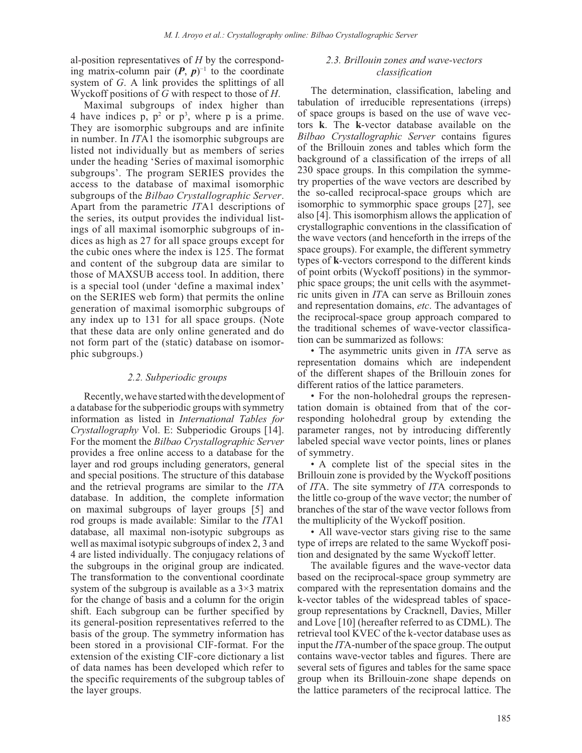al-position representatives of *H* by the corresponding matrix-column pair $(\boldsymbol{P}, \boldsymbol{p})^{-1}$ to the coordinate system of *G*. A link provides the splittings of all Wyckoff positions of *G* with respect to those of *H*.

Maximal subgroups of index higher than 4 have indices p, $p^2$ or $p^3$, where p is a prime. They are isomorphic subgroups and are infinite in number. In *IT*A1 the isomorphic subgroups are listed not individually but as members of series under the heading 'Series of maximal isomorphic subgroups'. The program SERIES provides the access to the database of maximal isomorphic subgroups of the *Bilbao Crystallographic Server*. Apart from the parametric *IT*A1 descriptions of the series, its output provides the individual listings of all maximal isomorphic subgroups of indices as high as 27 for all space groups except for the cubic ones where the index is 125. The format and content of the subgroup data are similar to those of MAXSUB access tool. In addition, there is a special tool (under 'define a maximal index' on the SERIES web form) that permits the online generation of maximal isomorphic subgroups of any index up to 131 for all space groups. (Note that these data are only online generated and do not form part of the (static) database on isomorphic subgroups.)

### *2.2. Subperiodic groups*

Recently, we have started with the development of a database for the subperiodic groups with symmetry information as listed in *International Tables for Crystallography* Vol. E: Subperiodic Groups [14]. For the moment the *Bilbao Crystallographic Server* provides a free online access to a database for the layer and rod groups including generators, general and special positions. The structure of this database and the retrieval programs are similar to the *IT*A database. In addition, the complete information on maximal subgroups of layer groups [5] and rod groups is made available: Similar to the *IT*A1 database, all maximal non-isotypic subgroups as well as maximal isotypic subgroups of index 2, 3 and 4 are listed individually. The conjugacy relations of the subgroups in the original group are indicated. The transformation to the conventional coordinate system of the subgroup is available as a 3×3 matrix for the change of basis and a column for the origin shift. Each subgroup can be further specified by its general-position representatives referred to the basis of the group. The symmetry information has been stored in a provisional CIF-format. For the extension of the existing CIF-core dictionary a list of data names has been developed which refer to the specific requirements of the subgroup tables of the layer groups.

### *2.3. Brillouin zones and wave-vectors classification*

The determination, classification, labeling and tabulation of irreducible representations (irreps) of space groups is based on the use of wave vectors **k**. The **k**-vector database available on the *Bilbao Crystallographic Server* contains figures of the Brillouin zones and tables which form the background of a classification of the irreps of all 230 space groups. In this compilation the symmetry properties of the wave vectors are described by the so-called reciprocal-space groups which are isomorphic to symmorphic space groups [27], see also [4]. This isomorphism allows the application of crystallographic conventions in the classification of the wave vectors (and henceforth in the irreps of the space groups). For example, the different symmetry types of **k**-vectors correspond to the different kinds of point orbits (Wyckoff positions) in the symmorphic space groups; the unit cells with the asymmetric units given in *IT*A can serve as Brillouin zones and representation domains, *etc*. The advantages of the reciprocal-space group approach compared to the traditional schemes of wave-vector classification can be summarized as follows:

- The asymmetric units given in *IT*A serve as representation domains which are independent of the different shapes of the Brillouin zones for different ratios of the lattice parameters.
- For the non-holohedral groups the representation domain is obtained from that of the corresponding holohedral group by extending the parameter ranges, not by introducing differently labeled special wave vector points, lines or planes of symmetry.
- A complete list of the special sites in the Brillouin zone is provided by the Wyckoff positions of *IT*A. The site symmetry of *IT*A corresponds to the little co-group of the wave vector; the number of branches of the star of the wave vector follows from the multiplicity of the Wyckoff position.
- All wave-vector stars giving rise to the same type of irreps are related to the same Wyckoff position and designated by the same Wyckoff letter.

The available figures and the wave-vector data based on the reciprocal-space group symmetry are compared with the representation domains and the k-vector tables of the widespread tables of space-group representations by Cracknell, Davies, Miller and Love [10] (hereafter referred to as CDML). The retrieval tool KVEC of the k-vector database uses as input the *IT*A-number of the space group. The output contains wave-vector tables and figures. There are several sets of figures and tables for the same space group when its Brillouin-zone shape depends on the lattice parameters of the reciprocal lattice. The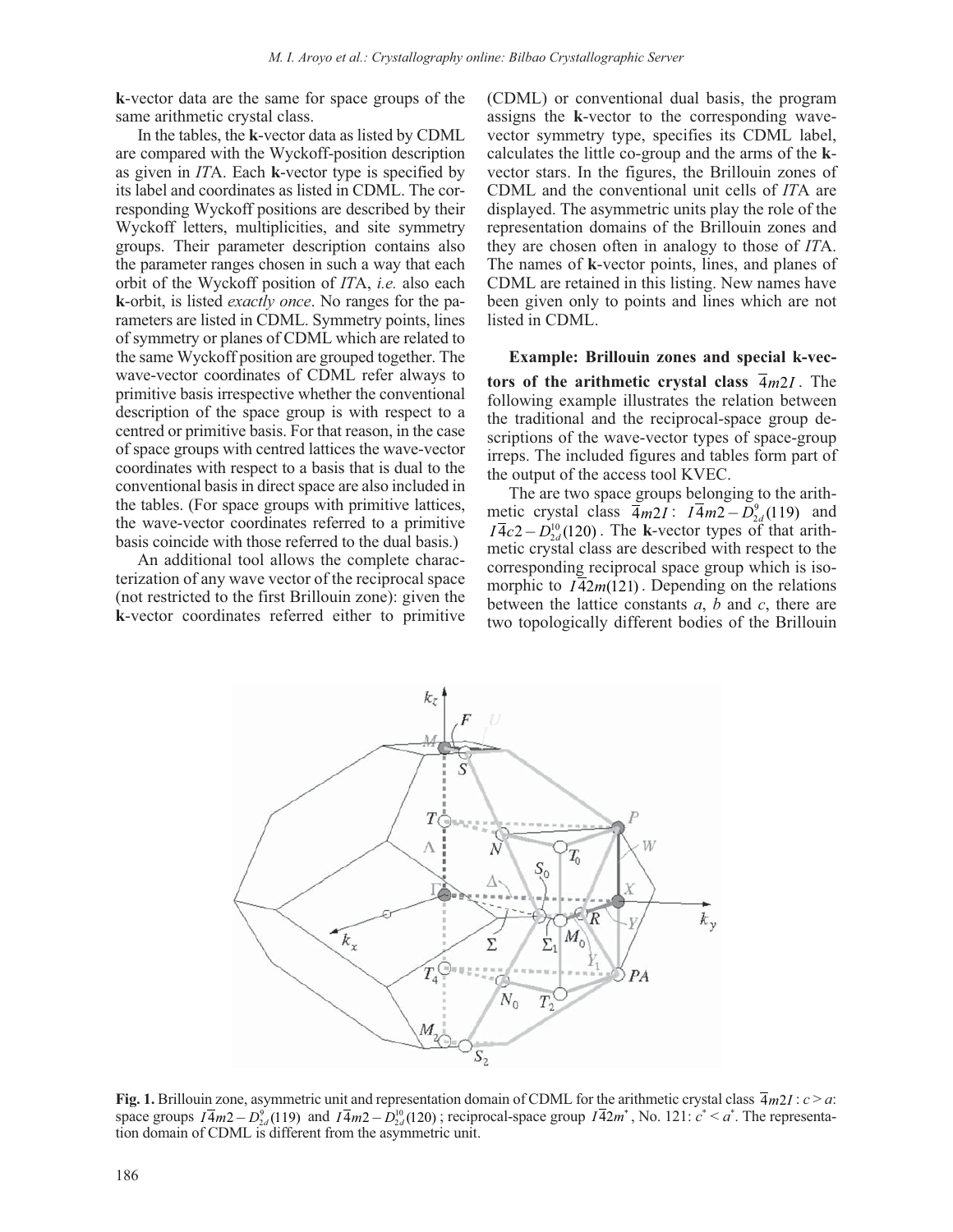**k**-vector data are the same for space groups of the same arithmetic crystal class.

In the tables, the **k**-vector data as listed by CDML are compared with the Wyckoff-position description as given in *IT*A. Each **k**-vector type is specified by its label and coordinates as listed in CDML. The corresponding Wyckoff positions are described by their Wyckoff letters, multiplicities, and site symmetry groups. Their parameter description contains also the parameter ranges chosen in such a way that each orbit of the Wyckoff position of *IT*A, *i.e.* also each **k**-orbit, is listed *exactly once*. No ranges for the parameters are listed in CDML. Symmetry points, lines of symmetry or planes of CDML which are related to the same Wyckoff position are grouped together. The wave-vector coordinates of CDML refer always to primitive basis irrespective whether the conventional description of the space group is with respect to a centred or primitive basis. For that reason, in the case of space groups with centred lattices the wave-vector coordinates with respect to a basis that is dual to the conventional basis in direct space are also included in the tables. (For space groups with primitive lattices, the wave-vector coordinates referred to a primitive basis coincide with those referred to the dual basis.)

An additional tool allows the complete characterization of any wave vector of the reciprocal space (not restricted to the first Brillouin zone): given the **k**-vector coordinates referred either to primitive (CDML) or conventional dual basis, the program assigns the **k**-vector to the corresponding wave-vector symmetry type, specifies its CDML label, calculates the little co-group and the arms of the **k**-vector stars. In the figures, the Brillouin zones of CDML and the conventional unit cells of *IT*A are displayed. The asymmetric units play the role of the representation domains of the Brillouin zones and they are chosen often in analogy to those of *IT*A. The names of **k**-vector points, lines, and planes of CDML are retained in this listing. New names have been given only to points and lines which are not listed in CDML.

**Example: Brillouin zones and special k-vectors of the arithmetic crystal class $\bar{4}m2I$.** The following example illustrates the relation between the traditional and the reciprocal-space group descriptions of the wave-vector types of space-group irreps. The included figures and tables form part of the output of the access tool KVEC.

The are two space groups belonging to the arithmetic crystal class $\bar{4}m2I$: $I\bar{4}m2 - D_{2d}^{9}(119)$ and $I\bar{4}c2 - D_{2d}^{10}(120)$. The **k**-vector types of that arithmetic crystal class are described with respect to the corresponding reciprocal space group which is isomorphic to $I\bar{4}2m(121)$. Depending on the relations between the lattice constants *a*, *b* and *c*, there are two topologically different bodies of the Brillouin

**Fig. 1.** Brillouin zone, asymmetric unit and representation domain of CDML for the arithmetic crystal class $\bar{4}m2I$ : $c > a$: space groups $I\bar{4}m2 - D_{2d}^{9}(119)$ and $I\bar{4}m2 - D_{2d}^{10}(120)$; reciprocal-space group $I\bar{4}2m^*$, No. 121: $c^* < a^*$. The representation domain of CDML is different from the asymmetric unit.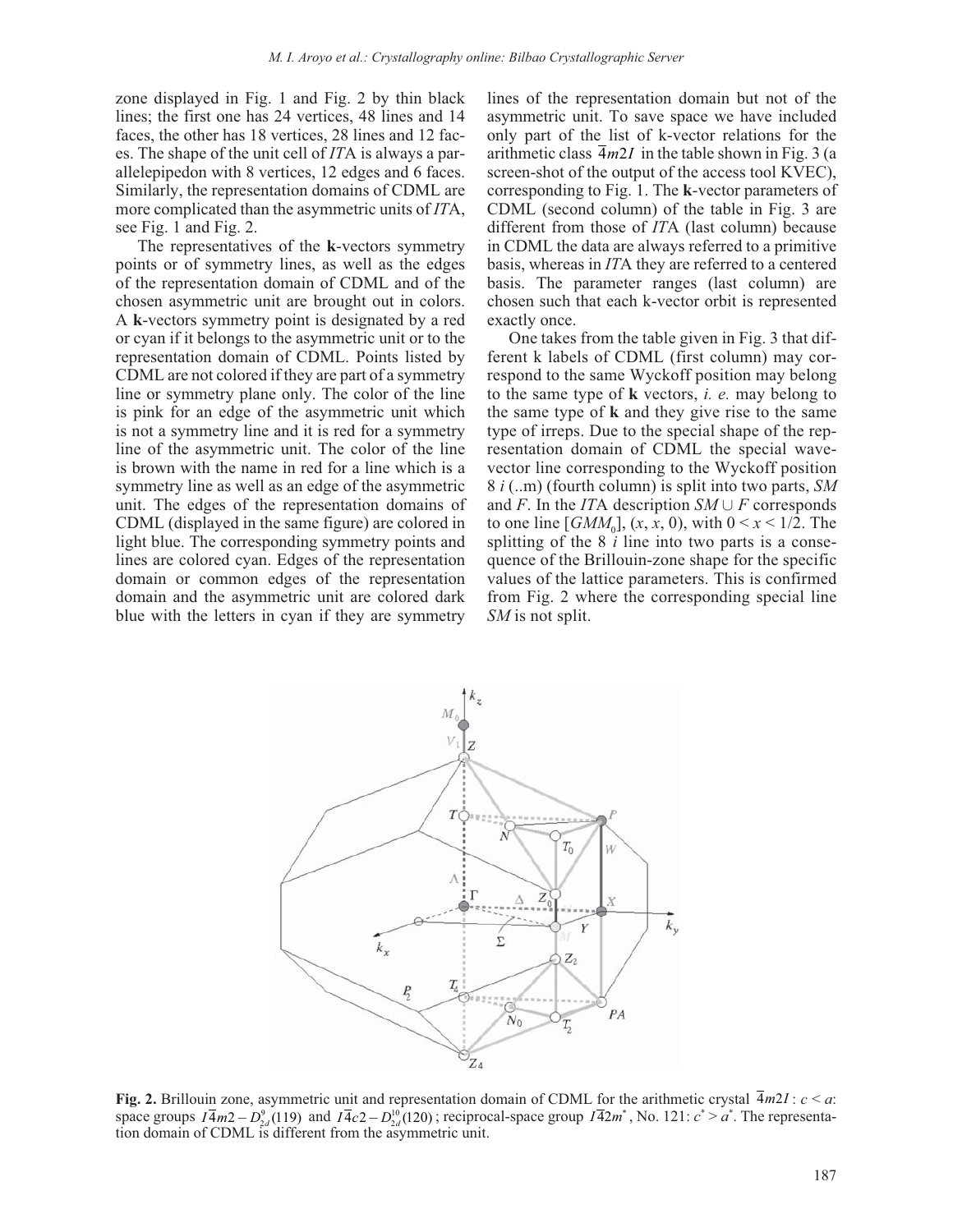zone displayed in Fig. 1 and Fig. 2 by thin black lines; the first one has 24 vertices, 48 lines and 14 faces, the other has 18 vertices, 28 lines and 12 faces. The shape of the unit cell of *IT*A is always a parallelepipedon with 8 vertices, 12 edges and 6 faces. Similarly, the representation domains of CDML are more complicated than the asymmetric units of *IT*A, see Fig. 1 and Fig. 2.

The representatives of the **k**-vectors symmetry points or of symmetry lines, as well as the edges of the representation domain of CDML and of the chosen asymmetric unit are brought out in colors. A **k**-vectors symmetry point is designated by a red or cyan if it belongs to the asymmetric unit or to the representation domain of CDML. Points listed by CDML are not colored if they are part of a symmetry line or symmetry plane only. The color of the line is pink for an edge of the asymmetric unit which is not a symmetry line and it is red for a symmetry line of the asymmetric unit. The color of the line is brown with the name in red for a line which is a symmetry line as well as an edge of the asymmetric unit. The edges of the representation domains of CDML (displayed in the same figure) are colored in light blue. The corresponding symmetry points and lines are colored cyan. Edges of the representation domain or common edges of the representation domain and the asymmetric unit are colored dark blue with the letters in cyan if they are symmetry lines of the representation domain but not of the asymmetric unit. To save space we have included only part of the list of k-vector relations for the arithmetic class $\bar{4}m2I$ in the table shown in Fig. 3 (a screen-shot of the output of the access tool KVEC), corresponding to Fig. 1. The **k**-vector parameters of CDML (second column) of the table in Fig. 3 are different from those of *IT*A (last column) because in CDML the data are always referred to a primitive basis, whereas in *IT*A they are referred to a centered basis. The parameter ranges (last column) are chosen such that each k-vector orbit is represented exactly once.

One takes from the table given in Fig. 3 that different k labels of CDML (first column) may correspond to the same Wyckoff position may belong to the same type of **k** vectors, *i. e.* may belong to the same type of **k** and they give rise to the same type of irreps. Due to the special shape of the representation domain of CDML the special wavevector line corresponding to the Wyckoff position 8 *i* (..m) (fourth column) is split into two parts, *SM* and *F*. In the *IT*A description $SM \cup F$ corresponds to one line $[GMM_0]$, $(x, x, 0)$, with $0 < x < 1/2$. The splitting of the 8 *i* line into two parts is a consequence of the Brillouin-zone shape for the specific values of the lattice parameters. This is confirmed from Fig. 2 where the corresponding special line *SM* is not split.

**Fig. 2.** Brillouin zone, asymmetric unit and representation domain of CDML for the arithmetic crystal $\bar{4}m2I$ : $c < a$: space groups $I\bar{4}m2 - D_{2d}^{9}(119)$ and $I\bar{4}c2 - D_{2d}^{10}(120)$ ; reciprocal-space group $I\bar{4}2m^*$, No. 121: $c^* > a^*$. The representation domain of CDML is different from the asymmetric unit.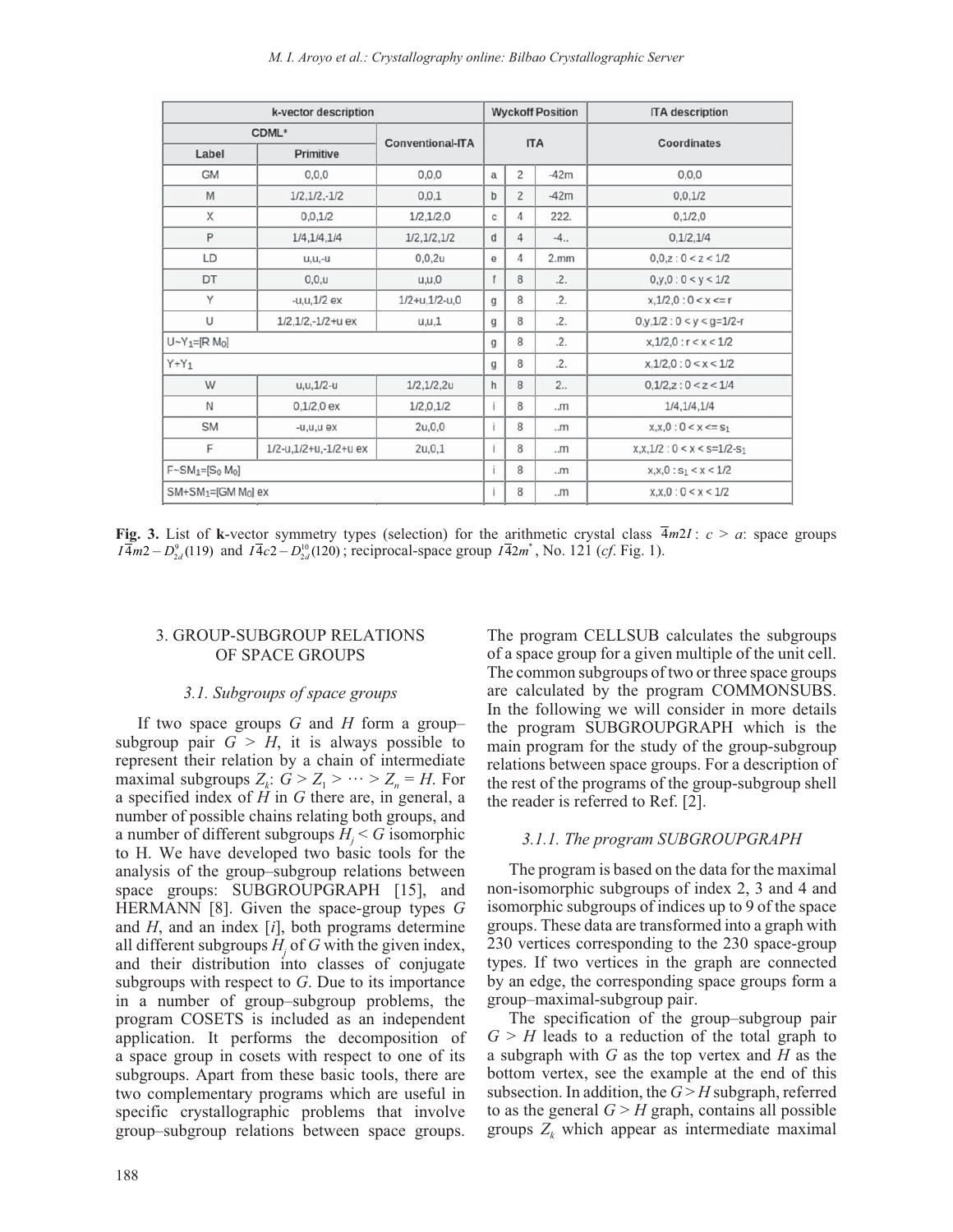| k-vector description | | | Wyckoff Position | | | ITA description |
|---|---|---|---|---|---|---|
| CDML* | | Conventional-ITA | ITA | | | Coordinates |
| Label | Primitive | | | | | |
| GM | 0,0,0 | 0,0,0 | a | 2 | -42m | 0,0,0 |
| M | 1/2,1/2,-1/2 | 0,0,1 | b | 2 | -42m | 0,0,1/2 |
| X | 0,0,1/2 | 1/2,1/2,0 | c | 4 | 222. | 0,1/2,0 |
| P | 1/4,1/4,1/4 | 1/2,1/2,1/2 | d | 4 | -4.. | 0,1/2,1/4 |
| LD | u,u,-u | 0,0,2u | e | 4 | 2.mm | 0,0,z : 0 < z < 1/2 |
| DT | 0,0,u | u,u,0 | f | 8 | .2. | 0,y,0 : 0 < y < 1/2 |
| Y | -u,u,1/2 ex | 1/2+u,1/2-u,0 | g | 8 | .2. | x,1/2,0 : 0 < x <= r |
| U | 1/2,1/2,-1/2+u ex | u,u,1 | g | 8 | .2. | 0,y,1/2 : 0 < y < g=1/2-r |
| U~Y1=[R M0] | | | g | 8 | .2. | x,1/2,0 : r < x < 1/2 |
| Y+Y1 | | | g | 8 | .2. | x,1/2,0 : 0 < x < 1/2 |
| W | u,u,1/2-u | 1/2,1/2,2u | h | 8 | 2.. | 0,1/2,z : 0 < z < 1/4 |
| N | 0,1/2,0 ex | 1/2,0,1/2 | i | 8 | ..m | 1/4,1/4,1/4 |
| SM | -u,u,u ex | 2u,0,0 | i | 8 | ..m | x,x,0 : 0 < x <= s1 |
| F | 1/2-u,1/2+u,-1/2+u ex | 2u,0,1 | i | 8 | ..m | x,x,1/2 : 0 < x < s=1/2-s1 |
| F~SM1=[S0 M0] | | | i | 8 | ..m | x,x,0 : s1 < x < 1/2 |
| SM+SM1=[GM M0] ex | | | i | 8 | ..m | x,x,0 : 0 < x < 1/2 |

**Fig. 3.** List of **k**-vector symmetry types (selection) for the arithmetic crystal class $\bar{4}m2I$: $c > a$: space groups $I\bar{4}m2 - D_{2d}^{9}(119)$ and $I\bar{4}c2 - D_{2d}^{10}(120)$; reciprocal-space group $I\bar{4}2m^{*}$, No. 121 (*cf*. Fig. 1).

## 3. GROUP-SUBGROUP RELATIONS OF SPACE GROUPS

### *3.1. Subgroups of space groups*

If two space groups $G$ and $H$ form a group–subgroup pair $G > H$, it is always possible to represent their relation by a chain of intermediate maximal subgroups $Z_k$: $G > Z_1 > \cdots > Z_n = H$. For a specified index of $H$ in $G$ there are, in general, a number of possible chains relating both groups, and a number of different subgroups $H_j < G$ isomorphic to H. We have developed two basic tools for the analysis of the group–subgroup relations between space groups: SUBGROUPGRAPH [15], and HERMANN [8]. Given the space-group types $G$ and $H$, and an index [$i$], both programs determine all different subgroups $H_j$ of $G$ with the given index, and their distribution into classes of conjugate subgroups with respect to $G$. Due to its importance in a number of group–subgroup problems, the program COSETS is included as an independent application. It performs the decomposition of a space group in cosets with respect to one of its subgroups. Apart from these basic tools, there are two complementary programs which are useful in specific crystallographic problems that involve group–subgroup relations between space groups. The program CELLSUB calculates the subgroups of a space group for a given multiple of the unit cell. The common subgroups of two or three space groups are calculated by the program COMMONSUBS. In the following we will consider in more details the program SUBGROUPGRAPH which is the main program for the study of the group-subgroup relations between space groups. For a description of the rest of the programs of the group-subgroup shell the reader is referred to Ref. [2].

#### *3.1.1. The program SUBGROUPGRAPH*

The program is based on the data for the maximal non-isomorphic subgroups of index 2, 3 and 4 and isomorphic subgroups of indices up to 9 of the space groups. These data are transformed into a graph with 230 vertices corresponding to the 230 space-group types. If two vertices in the graph are connected by an edge, the corresponding space groups form a group–maximal-subgroup pair.

The specification of the group–subgroup pair $G > H$ leads to a reduction of the total graph to a subgraph with $G$ as the top vertex and $H$ as the bottom vertex, see the example at the end of this subsection. In addition, the $G > H$ subgraph, referred to as the general $G > H$ graph, contains all possible groups $Z_k$ which appear as intermediate maximal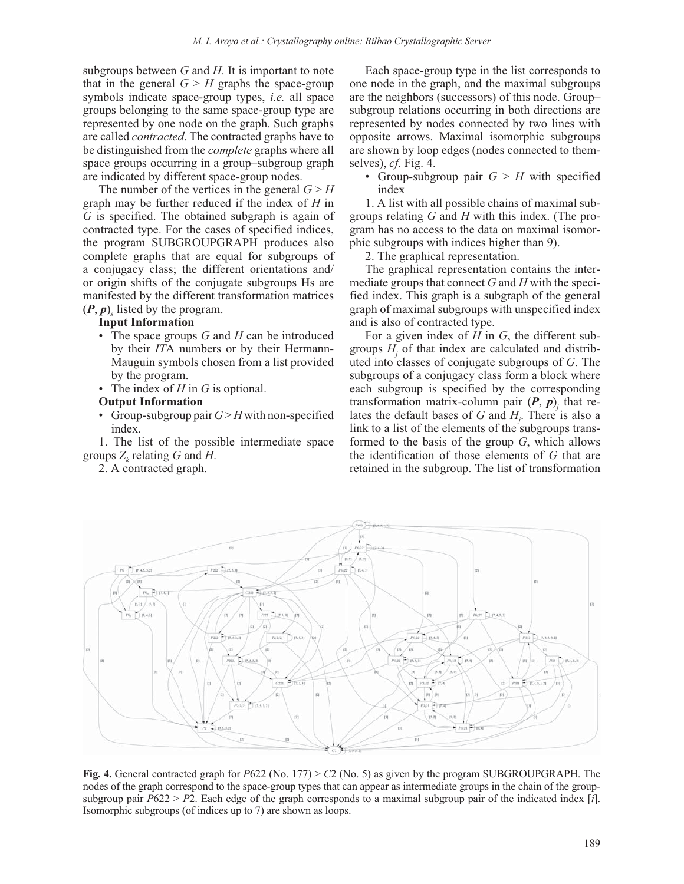subgroups between $G$ and $H$. It is important to note that in the general $G > H$ graphs the space-group symbols indicate space-group types, *i.e.* all space groups belonging to the same space-group type are represented by one node on the graph. Such graphs are called *contracted*. The contracted graphs have to be distinguished from the *complete* graphs where all space groups occurring in a group–subgroup graph are indicated by different space-group nodes.

The number of the vertices in the general $G > H$ graph may be further reduced if the index of $H$ in $G$ is specified. The obtained subgraph is again of contracted type. For the cases of specified indices, the program SUBGROUPGRAPH produces also complete graphs that are equal for subgroups of a conjugacy class; the different orientations and/or origin shifts of the conjugate subgroups Hs are manifested by the different transformation matrices $(\boldsymbol{P}, \boldsymbol{p})_s$ listed by the program.

**Input Information**

- The space groups $G$ and $H$ can be introduced by their *IT*A numbers or by their Hermann-Mauguin symbols chosen from a list provided by the program.
- The index of $H$ in $G$ is optional.

**Output Information**

- Group-subgroup pair $G > H$ with non-specified index.

1. The list of the possible intermediate space groups $Z_k$ relating $G$ and $H$.

2. A contracted graph.

Each space-group type in the list corresponds to one node in the graph, and the maximal subgroups are the neighbors (successors) of this node. Group–subgroup relations occurring in both directions are represented by nodes connected by two lines with opposite arrows. Maximal isomorphic subgroups are shown by loop edges (nodes connected to themselves), *cf*. Fig. 4.

- Group-subgroup pair $G > H$ with specified index

1. A list with all possible chains of maximal subgroups relating $G$ and $H$ with this index. (The program has no access to the data on maximal isomorphic subgroups with indices higher than 9).

2. The graphical representation.

The graphical representation contains the intermediate groups that connect $G$ and $H$ with the specified index. This graph is a subgraph of the general graph of maximal subgroups with unspecified index and is also of contracted type.

For a given index of $H$ in $G$, the different subgroups $H_j$ of that index are calculated and distributed into classes of conjugate subgroups of $G$. The subgroups of a conjugacy class form a block where each subgroup is specified by the corresponding transformation matrix-column pair $(\boldsymbol{P}, \boldsymbol{p})_j$ that relates the default bases of $G$ and $H_j$. There is also a link to a list of the elements of the subgroups transformed to the basis of the group $G$, which allows the identification of those elements of $G$ that are retained in the subgroup. The list of transformation

**Fig. 4.** General contracted graph for $P622$ (No. 177) > $C2$ (No. 5) as given by the program SUBGROUPGRAPH. The nodes of the graph correspond to the space-group types that can appear as intermediate groups in the chain of the group-subgroup pair $P622 > P2$. Each edge of the graph corresponds to a maximal subgroup pair of the indicated index [$i$]. Isomorphic subgroups (of indices up to 7) are shown as loops.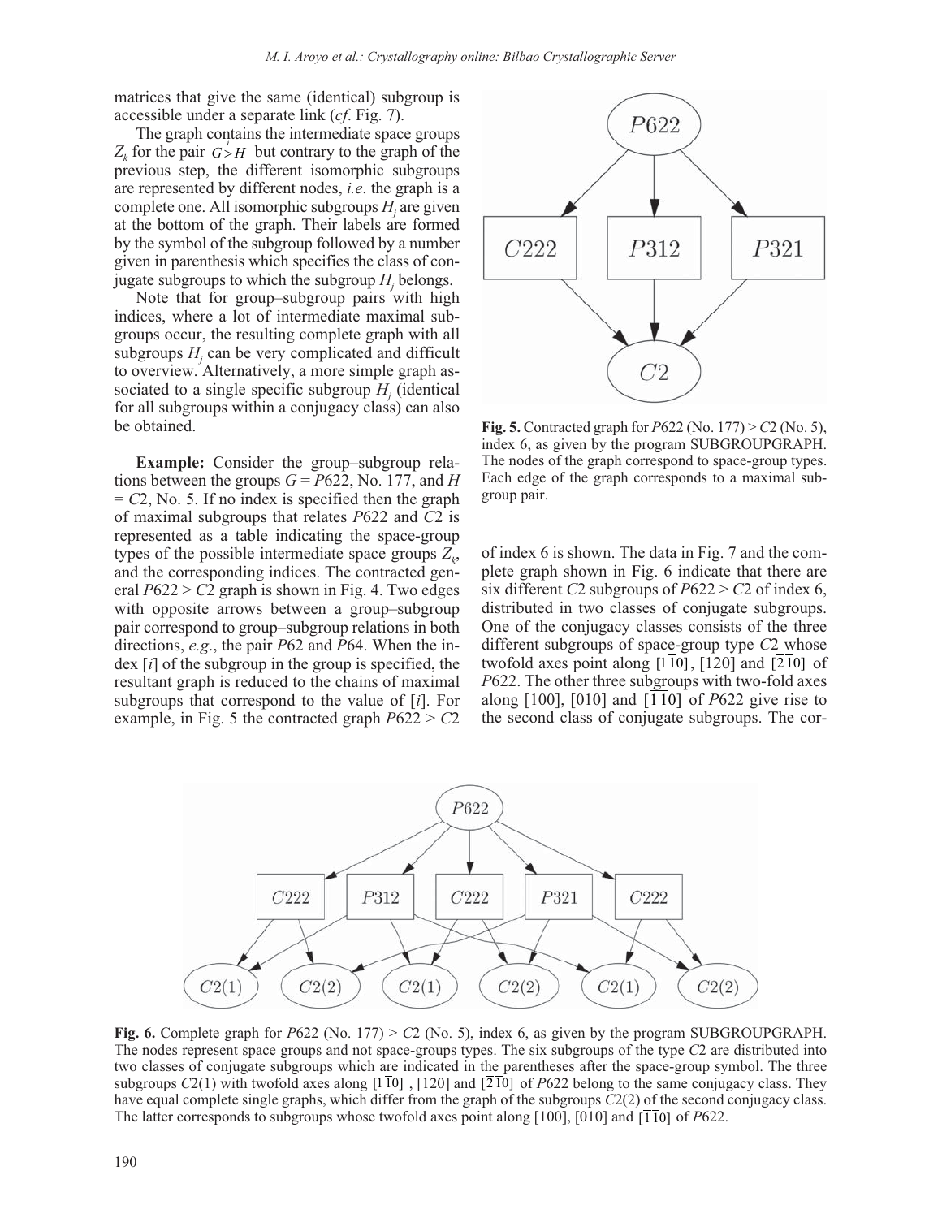matrices that give the same (identical) subgroup is accessible under a separate link (*cf*. Fig. 7).

The graph contains the intermediate space groups $Z_k$ for the pair $G \overset{i}{>} H$ but contrary to the graph of the previous step, the different isomorphic subgroups are represented by different nodes, *i.e*. the graph is a complete one. All isomorphic subgroups $H_j$ are given at the bottom of the graph. Their labels are formed by the symbol of the subgroup followed by a number given in parenthesis which specifies the class of conjugate subgroups to which the subgroup $H_j$ belongs.

Note that for group–subgroup pairs with high indices, where a lot of intermediate maximal subgroups occur, the resulting complete graph with all subgroups $H_j$ can be very complicated and difficult to overview. Alternatively, a more simple graph associated to a single specific subgroup $H_j$ (identical for all subgroups within a conjugacy class) can also be obtained.

**Example:** Consider the group–subgroup relations between the groups $G$ = *P*622, No. 177, and $H$ = *C*2, No. 5. If no index is specified then the graph of maximal subgroups that relates *P*622 and *C*2 is represented as a table indicating the space-group types of the possible intermediate space groups $Z_k$, and the corresponding indices. The contracted general *P*622 > *C*2 graph is shown in Fig. 4. Two edges with opposite arrows between a group–subgroup pair correspond to group–subgroup relations in both directions, *e.g*., the pair *P*62 and *P*64. When the index [*i*] of the subgroup in the group is specified, the resultant graph is reduced to the chains of maximal subgroups that correspond to the value of [*i*]. For example, in Fig. 5 the contracted graph *P*622 > *C*2 of index 6 is shown. The data in Fig. 7 and the complete graph shown in Fig. 6 indicate that there are six different *C*2 subgroups of *P*622 > *C*2 of index 6, distributed in two classes of conjugate subgroups. One of the conjugacy classes consists of the three different subgroups of space-group type *C*2 whose twofold axes point along $[1\bar{1}0]$, [120] and $[\bar{2}\bar{1}0]$ of *P*622. The other three subgroups with two-fold axes along [100], [010] and $[\bar{1}\bar{1}0]$ of *P*622 give rise to the second class of conjugate subgroups. The cor-

**Fig. 5.** Contracted graph for *P*622 (No. 177) > *C*2 (No. 5), index 6, as given by the program SUBGROUPGRAPH. The nodes of the graph correspond to space-group types. Each edge of the graph corresponds to a maximal subgroup pair.

**Fig. 6.** Complete graph for *P*622 (No. 177) > *C*2 (No. 5), index 6, as given by the program SUBGROUPGRAPH. The nodes represent space groups and not space-groups types. The six subgroups of the type *C*2 are distributed into two classes of conjugate subgroups which are indicated in the parentheses after the space-group symbol. The three subgroups *C*2(1) with twofold axes along $[1\bar{1}0]$, [120] and $[\bar{2}\bar{1}0]$ of *P*622 belong to the same conjugacy class. They have equal complete single graphs, which differ from the graph of the subgroups *C*2(2) of the second conjugacy class. The latter corresponds to subgroups whose twofold axes point along [100], [010] and $[\bar{1}\bar{1}0]$ of *P*622.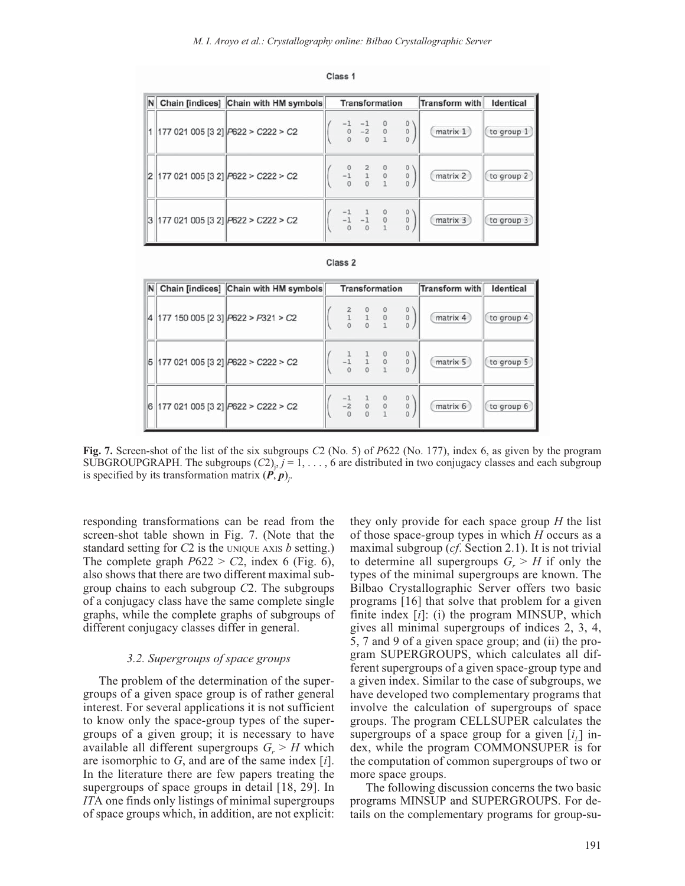Class 1

| N | Chain [indices] | Chain with HM symbols | Transformation | Transform with | Identical |
|---|---|---|---|---|---|
| 1 | 177 021 005 [3 2] | $P622 > C222 > C2$ | $\begin{pmatrix} -1 & -1 & 0 & 0 \\ 0 & -2 & 0 & 0 \\ 0 & 0 & 1 & 0 \end{pmatrix}$ | matrix 1 | to group 1 |
| 2 | 177 021 005 [3 2] | $P622 > C222 > C2$ | $\begin{pmatrix} 0 & 2 & 0 & 0 \\ -1 & 1 & 0 & 0 \\ 0 & 0 & 1 & 0 \end{pmatrix}$ | matrix 2 | to group 2 |
| 3 | 177 021 005 [3 2] | $P622 > C222 > C2$ | $\begin{pmatrix} -1 & 1 & 0 & 0 \\ -1 & -1 & 0 & 0 \\ 0 & 0 & 1 & 0 \end{pmatrix}$ | matrix 3 | to group 3 |

Class 2

| N | Chain [indices] | Chain with HM symbols | Transformation | Transform with | Identical |
|---|---|---|---|---|---|
| 4 | 177 150 005 [2 3] | $P622 > P321 > C2$ | $\begin{pmatrix} 2 & 0 & 0 & 0 \\ 1 & 1 & 0 & 0 \\ 0 & 0 & 1 & 0 \end{pmatrix}$ | matrix 4 | to group 4 |
| 5 | 177 021 005 [3 2] | $P622 > C222 > C2$ | $\begin{pmatrix} 1 & 1 & 0 & 0 \\ -1 & 1 & 0 & 0 \\ 0 & 0 & 1 & 0 \end{pmatrix}$ | matrix 5 | to group 5 |
| 6 | 177 021 005 [3 2] | $P622 > C222 > C2$ | $\begin{pmatrix} -1 & 1 & 0 & 0 \\ -2 & 0 & 0 & 0 \\ 0 & 0 & 1 & 0 \end{pmatrix}$ | matrix 6 | to group 6 |

**Fig. 7.** Screen-shot of the list of the six subgroups *C*2 (No. 5) of *P*622 (No. 177), index 6, as given by the program SUBGROUPGRAPH. The subgroups $(C2)_j$, $j = 1, \ldots, 6$ are distributed in two conjugacy classes and each subgroup is specified by its transformation matrix $(\boldsymbol{P}, \boldsymbol{p})_j$.

responding transformations can be read from the screen-shot table shown in Fig. 7. (Note that the standard setting for *C*2 is the UNIQUE AXIS *b* setting.) The complete graph $P622 > C2$, index 6 (Fig. 6), also shows that there are two different maximal subgroup chains to each subgroup *C*2. The subgroups of a conjugacy class have the same complete single graphs, while the complete graphs of subgroups of different conjugacy classes differ in general.

### 3.2. Supergroups of space groups

The problem of the determination of the supergroups of a given space group is of rather general interest. For several applications it is not sufficient to know only the space-group types of the supergroups of a given group; it is necessary to have available all different supergroups $G_r > H$ which are isomorphic to *G*, and are of the same index [*i*]. In the literature there are few papers treating the supergroups of space groups in detail [18, 29]. In *IT*A one finds only listings of minimal supergroups of space groups which, in addition, are not explicit: they only provide for each space group *H* the list of those space-group types in which *H* occurs as a maximal subgroup (*cf*. Section 2.1). It is not trivial to determine all supergroups $G_r > H$ if only the types of the minimal supergroups are known. The Bilbao Crystallographic Server offers two basic programs [16] that solve that problem for a given finite index [*i*]: (i) the program MINSUP, which gives all minimal supergroups of indices 2, 3, 4, 5, 7 and 9 of a given space group; and (ii) the program SUPERGROUPS, which calculates all different supergroups of a given space-group type and a given index. Similar to the case of subgroups, we have developed two complementary programs that involve the calculation of supergroups of space groups. The program CELLSUPER calculates the supergroups of a space group for a given $[i_L]$ index, while the program COMMONSUPER is for the computation of common supergroups of two or more space groups.

The following discussion concerns the two basic programs MINSUP and SUPERGROUPS. For details on the complementary programs for group-su-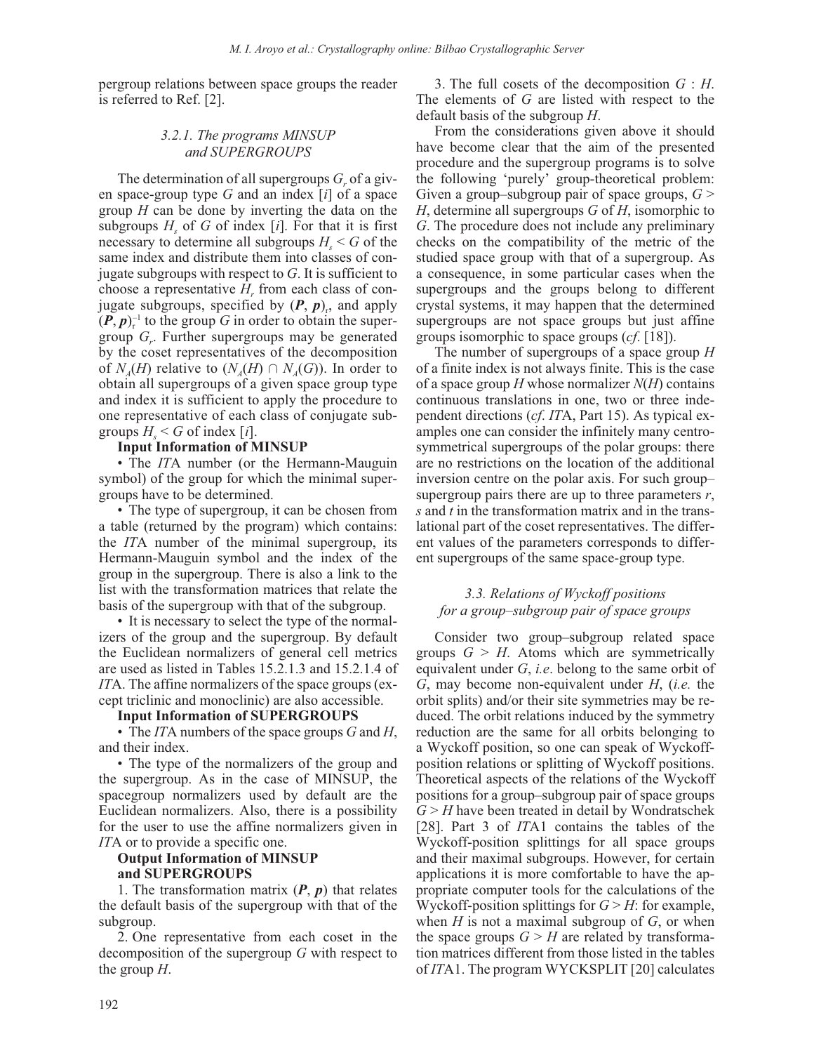pergroup relations between space groups the reader is referred to Ref. [2].

### 3.2.1. The programs MINSUP and SUPERGROUPS

The determination of all supergroups $G_r$ of a given space-group type $G$ and an index [$i$] of a space group $H$ can be done by inverting the data on the subgroups $H_s$ of $G$ of index [$i$]. For that it is first necessary to determine all subgroups $H_s < G$ of the same index and distribute them into classes of conjugate subgroups with respect to $G$. It is sufficient to choose a representative $H_r$ from each class of conjugate subgroups, specified by $(\boldsymbol{P}, \boldsymbol{p})_r$, and apply $(\boldsymbol{P}, \boldsymbol{p})_r^{-1}$ to the group $G$ in order to obtain the supergroup $G_r$. Further supergroups may be generated by the coset representatives of the decomposition of $N_A(H)$ relative to $(N_A(H) \cap N_A(G))$. In order to obtain all supergroups of a given space group type and index it is sufficient to apply the procedure to one representative of each class of conjugate subgroups $H_s < G$ of index [$i$].

**Input Information of MINSUP**

- The *IT*A number (or the Hermann-Mauguin symbol) of the group for which the minimal supergroups have to be determined.
- The type of supergroup, it can be chosen from a table (returned by the program) which contains: the *IT*A number of the minimal supergroup, its Hermann-Mauguin symbol and the index of the group in the supergroup. There is also a link to the list with the transformation matrices that relate the basis of the supergroup with that of the subgroup.
- It is necessary to select the type of the normalizers of the group and the supergroup. By default the Euclidean normalizers of general cell metrics are used as listed in Tables 15.2.1.3 and 15.2.1.4 of *IT*A. The affine normalizers of the space groups (except triclinic and monoclinic) are also accessible.

**Input Information of SUPERGROUPS**

- The *IT*A numbers of the space groups $G$ and $H$, and their index.
- The type of the normalizers of the group and the supergroup. As in the case of MINSUP, the spacegroup normalizers used by default are the Euclidean normalizers. Also, there is a possibility for the user to use the affine normalizers given in *IT*A or to provide a specific one.

**Output Information of MINSUP and SUPERGROUPS**

1. The transformation matrix $(\boldsymbol{P}, \boldsymbol{p})$ that relates the default basis of the supergroup with that of the subgroup.
2. One representative from each coset in the decomposition of the supergroup $G$ with respect to the group $H$.
3. The full cosets of the decomposition $G : H$. The elements of $G$ are listed with respect to the default basis of the subgroup $H$.

From the considerations given above it should have become clear that the aim of the presented procedure and the supergroup programs is to solve the following 'purely' group-theoretical problem: Given a group–subgroup pair of space groups, $G > H$, determine all supergroups $G$ of $H$, isomorphic to $G$. The procedure does not include any preliminary checks on the compatibility of the metric of the studied space group with that of a supergroup. As a consequence, in some particular cases when the supergroups and the groups belong to different crystal systems, it may happen that the determined supergroups are not space groups but just affine groups isomorphic to space groups (*cf*. [18]).

The number of supergroups of a space group $H$ of a finite index is not always finite. This is the case of a space group $H$ whose normalizer $N(H)$ contains continuous translations in one, two or three independent directions (*cf*. *IT*A, Part 15). As typical examples one can consider the infinitely many centrosymmetrical supergroups of the polar groups: there are no restrictions on the location of the additional inversion centre on the polar axis. For such group–supergroup pairs there are up to three parameters $r$, $s$ and $t$ in the transformation matrix and in the translational part of the coset representatives. The different values of the parameters corresponds to different supergroups of the same space-group type.

### 3.3. Relations of Wyckoff positions for a group–subgroup pair of space groups

Consider two group–subgroup related space groups $G > H$. Atoms which are symmetrically equivalent under $G$, *i.e*. belong to the same orbit of $G$, may become non-equivalent under $H$, (*i.e.* the orbit splits) and/or their site symmetries may be reduced. The orbit relations induced by the symmetry reduction are the same for all orbits belonging to a Wyckoff position, so one can speak of Wyckoff-position relations or splitting of Wyckoff positions. Theoretical aspects of the relations of the Wyckoff positions for a group–subgroup pair of space groups $G > H$ have been treated in detail by Wondratschek [28]. Part 3 of *IT*A1 contains the tables of the Wyckoff-position splittings for all space groups and their maximal subgroups. However, for certain applications it is more comfortable to have the appropriate computer tools for the calculations of the Wyckoff-position splittings for $G > H$: for example, when $H$ is not a maximal subgroup of $G$, or when the space groups $G > H$ are related by transformation matrices different from those listed in the tables of *IT*A1. The program WYCKSPLIT [20] calculates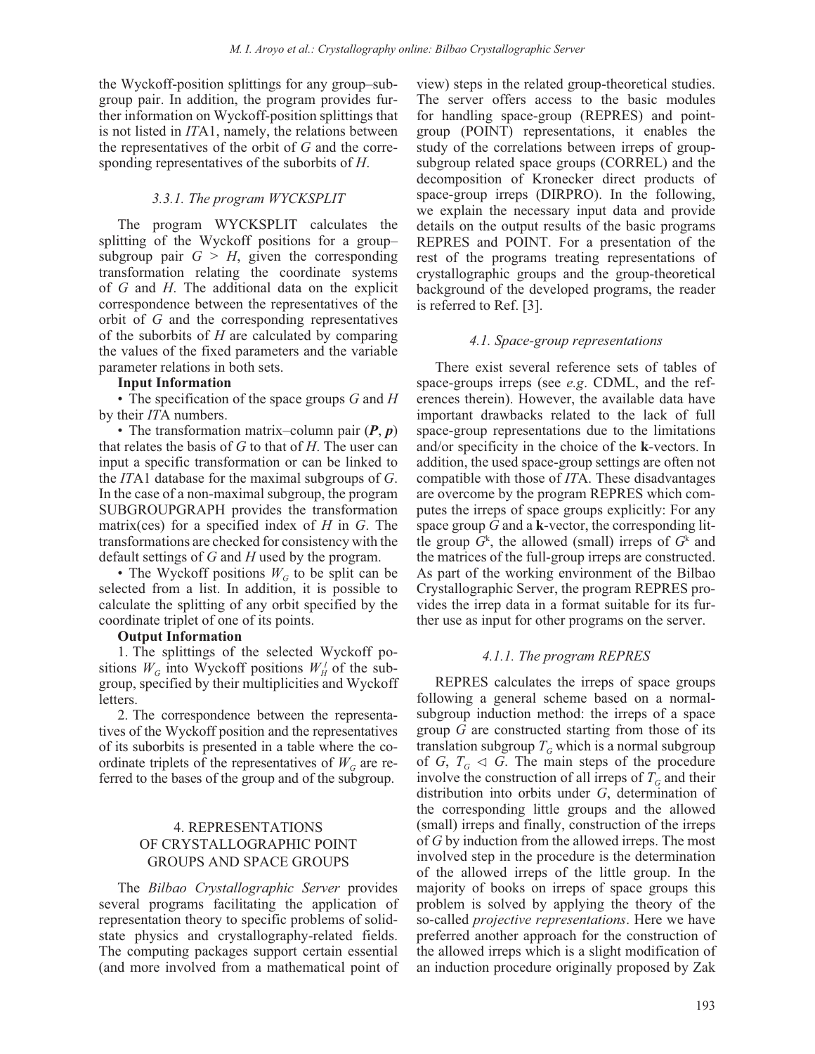the Wyckoff-position splittings for any group–subgroup pair. In addition, the program provides further information on Wyckoff-position splittings that is not listed in *IT*A1, namely, the relations between the representatives of the orbit of *G* and the corresponding representatives of the suborbits of *H*.

### 3.3.1. The program WYCKSPLIT

The program WYCKSPLIT calculates the splitting of the Wyckoff positions for a group–subgroup pair $G > H$, given the corresponding transformation relating the coordinate systems of *G* and *H*. The additional data on the explicit correspondence between the representatives of the orbit of *G* and the corresponding representatives of the suborbits of *H* are calculated by comparing the values of the fixed parameters and the variable parameter relations in both sets.

**Input Information**

• The specification of the space groups *G* and *H* by their *IT*A numbers.

• The transformation matrix–column pair $(\boldsymbol{P}, \boldsymbol{p})$ that relates the basis of *G* to that of *H*. The user can input a specific transformation or can be linked to the *IT*A1 database for the maximal subgroups of *G*. In the case of a non-maximal subgroup, the program SUBGROUPGRAPH provides the transformation matrix(ces) for a specified index of *H* in *G*. The transformations are checked for consistency with the default settings of *G* and *H* used by the program.

• The Wyckoff positions $W_G$ to be split can be selected from a list. In addition, it is possible to calculate the splitting of any orbit specified by the coordinate triplet of one of its points.

**Output Information**

1. The splittings of the selected Wyckoff positions $W_G$ into Wyckoff positions $W_H^i$ of the subgroup, specified by their multiplicities and Wyckoff letters.

2. The correspondence between the representatives of the Wyckoff position and the representatives of its suborbits is presented in a table where the coordinate triplets of the representatives of $W_G$ are referred to the bases of the group and of the subgroup.

## 4. REPRESENTATIONS OF CRYSTALLOGRAPHIC POINT GROUPS AND SPACE GROUPS

The *Bilbao Crystallographic Server* provides several programs facilitating the application of representation theory to specific problems of solid-state physics and crystallography-related fields. The computing packages support certain essential (and more involved from a mathematical point of view) steps in the related group-theoretical studies. The server offers access to the basic modules for handling space-group (REPRES) and point-group (POINT) representations, it enables the study of the correlations between irreps of group-subgroup related space groups (CORREL) and the decomposition of Kronecker direct products of space-group irreps (DIRPRO). In the following, we explain the necessary input data and provide details on the output results of the basic programs REPRES and POINT. For a presentation of the rest of the programs treating representations of crystallographic groups and the group-theoretical background of the developed programs, the reader is referred to Ref. [3].

### 4.1. Space-group representations

There exist several reference sets of tables of space-groups irreps (see *e.g*. CDML, and the references therein). However, the available data have important drawbacks related to the lack of full space-group representations due to the limitations and/or specificity in the choice of the **k**-vectors. In addition, the used space-group settings are often not compatible with those of *IT*A. These disadvantages are overcome by the program REPRES which computes the irreps of space groups explicitly: For any space group *G* and a **k**-vector, the corresponding little group $G^{\mathbf{k}}$, the allowed (small) irreps of $G^{\mathbf{k}}$ and the matrices of the full-group irreps are constructed. As part of the working environment of the Bilbao Crystallographic Server, the program REPRES provides the irrep data in a format suitable for its further use as input for other programs on the server.

### 4.1.1. The program REPRES

REPRES calculates the irreps of space groups following a general scheme based on a normal-subgroup induction method: the irreps of a space group *G* are constructed starting from those of its translation subgroup $T_G$ which is a normal subgroup of *G*, $T_G \lhd G$. The main steps of the procedure involve the construction of all irreps of $T_G$ and their distribution into orbits under *G*, determination of the corresponding little groups and the allowed (small) irreps and finally, construction of the irreps of *G* by induction from the allowed irreps. The most involved step in the procedure is the determination of the allowed irreps of the little group. In the majority of books on irreps of space groups this problem is solved by applying the theory of the so-called *projective representations*. Here we have preferred another approach for the construction of the allowed irreps which is a slight modification of an induction procedure originally proposed by Zak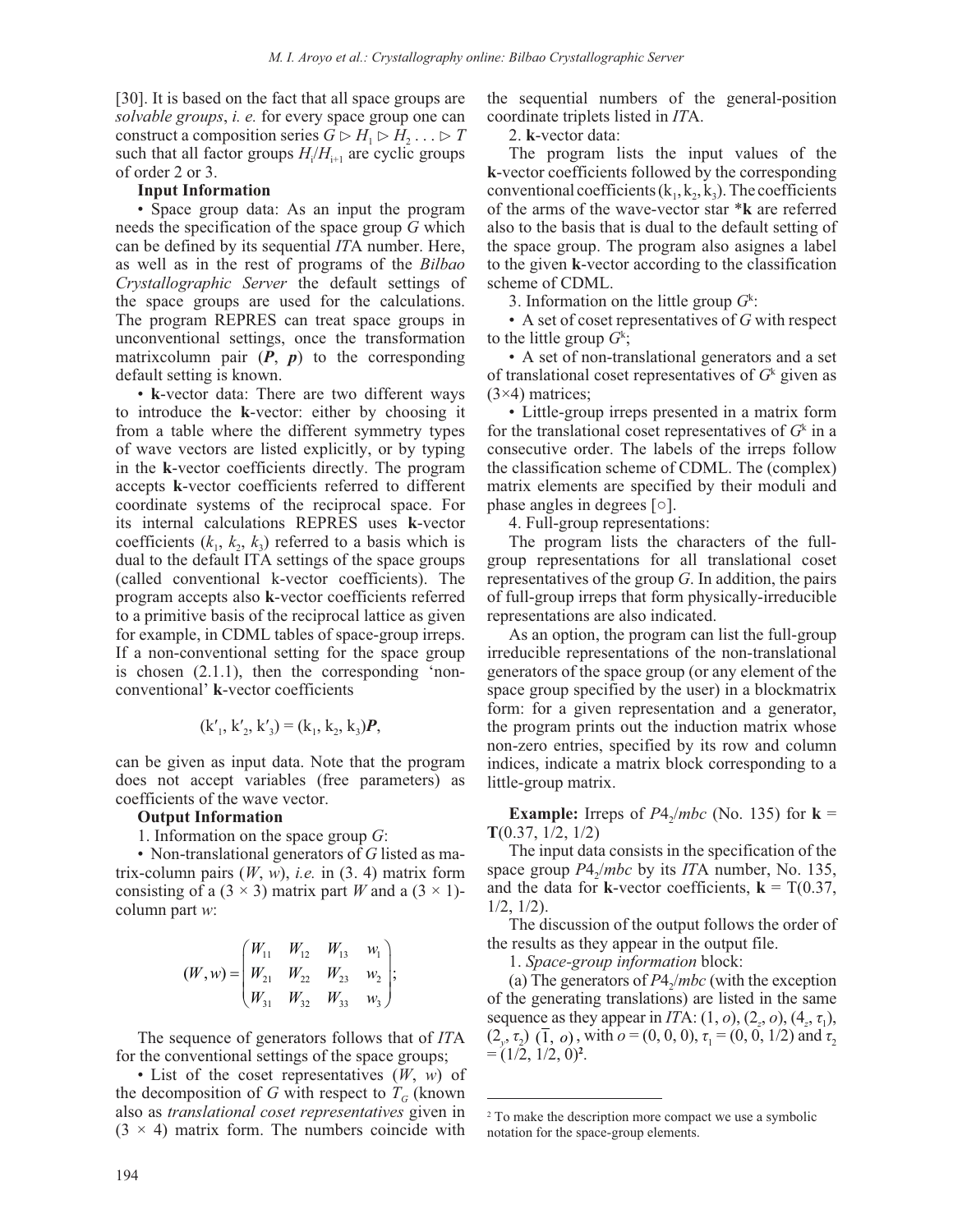[30]. It is based on the fact that all space groups are *solvable groups*, *i. e.* for every space group one can construct a composition series $G \triangleright H_1 \triangleright H_2 \ldots \triangleright T$ such that all factor groups $H_i/H_{i+1}$ are cyclic groups of order 2 or 3.

**Input Information**

• Space group data: As an input the program needs the specification of the space group $G$ which can be defined by its sequential *IT*A number. Here, as well as in the rest of programs of the *Bilbao Crystallographic Server* the default settings of the space groups are used for the calculations. The program REPRES can treat space groups in unconventional settings, once the transformation matrixcolumn pair ($\boldsymbol{P}$, $\boldsymbol{p}$) to the corresponding default setting is known.

• **k**-vector data: There are two different ways to introduce the **k**-vector: either by choosing it from a table where the different symmetry types of wave vectors are listed explicitly, or by typing in the **k**-vector coefficients directly. The program accepts **k**-vector coefficients referred to different coordinate systems of the reciprocal space. For its internal calculations REPRES uses **k**-vector coefficients ($k_1$, $k_2$, $k_3$) referred to a basis which is dual to the default ITA settings of the space groups (called conventional k-vector coefficients). The program accepts also **k**-vector coefficients referred to a primitive basis of the reciprocal lattice as given for example, in CDML tables of space-group irreps. If a non-conventional setting for the space group is chosen (2.1.1), then the corresponding 'non-conventional' **k**-vector coefficients

$$(k'_1, k'_2, k'_3) = (k_1, k_2, k_3)\boldsymbol{P},$$

can be given as input data. Note that the program does not accept variables (free parameters) as coefficients of the wave vector.

**Output Information**

1. Information on the space group $G$:

• Non-translational generators of $G$ listed as matrix-column pairs ($W$, $w$), *i.e.* in (3. 4) matrix form consisting of a (3 × 3) matrix part $W$ and a (3 × 1)-column part $w$:

$$(W, w) = \begin{pmatrix} W_{11} & W_{12} & W_{13} & w_1 \\ W_{21} & W_{22} & W_{23} & w_2 \\ W_{31} & W_{32} & W_{33} & w_3 \end{pmatrix};$$

The sequence of generators follows that of *IT*A for the conventional settings of the space groups;

• List of the coset representatives ($W$, $w$) of the decomposition of $G$ with respect to $T_G$ (known also as *translational coset representatives* given in (3 × 4) matrix form. The numbers coincide with the sequential numbers of the general-position coordinate triplets listed in *IT*A.

2. **k**-vector data:

The program lists the input values of the **k**-vector coefficients followed by the corresponding conventional coefficients ($k_1$, $k_2$, $k_3$). The coefficients of the arms of the wave-vector star ***k** are referred also to the basis that is dual to the default setting of the space group. The program also asignes a label to the given **k**-vector according to the classification scheme of CDML.

3. Information on the little group $G^k$:

• A set of coset representatives of $G$ with respect to the little group $G^k$;

• A set of non-translational generators and a set of translational coset representatives of $G^k$ given as (3×4) matrices;

• Little-group irreps presented in a matrix form for the translational coset representatives of $G^k$ in a consecutive order. The labels of the irreps follow the classification scheme of CDML. The (complex) matrix elements are specified by their moduli and phase angles in degrees [○].

4. Full-group representations:

The program lists the characters of the full-group representations for all translational coset representatives of the group $G$. In addition, the pairs of full-group irreps that form physically-irreducible representations are also indicated.

As an option, the program can list the full-group irreducible representations of the non-translational generators of the space group (or any element of the space group specified by the user) in a blockmatrix form: for a given representation and a generator, the program prints out the induction matrix whose non-zero entries, specified by its row and column indices, indicate a matrix block corresponding to a little-group matrix.

**Example:** Irreps of $P4_2/mbc$ (No. 135) for $\mathbf{k} = \mathbf{T}(0.37, 1/2, 1/2)$

The input data consists in the specification of the space group $P4_2/mbc$ by its *IT*A number, No. 135, and the data for **k**-vector coefficients, $\mathbf{k} = \mathrm{T}(0.37, 1/2, 1/2)$.

The discussion of the output follows the order of the results as they appear in the output file.

1. *Space-group information* block:

(a) The generators of $P4_2/mbc$ (with the exception of the generating translations) are listed in the same sequence as they appear in *IT*A: $(1, o)$, $(2_z, o)$, $(4_z, \tau_1)$, $(2_y, \tau_2)$ $(\bar{1}, o)$, with $o = (0, 0, 0)$, $\tau_1 = (0, 0, 1/2)$ and $\tau_2 = (1/2, 1/2, 0)$[2].

[2] To make the description more compact we use a symbolic notation for the space-group elements.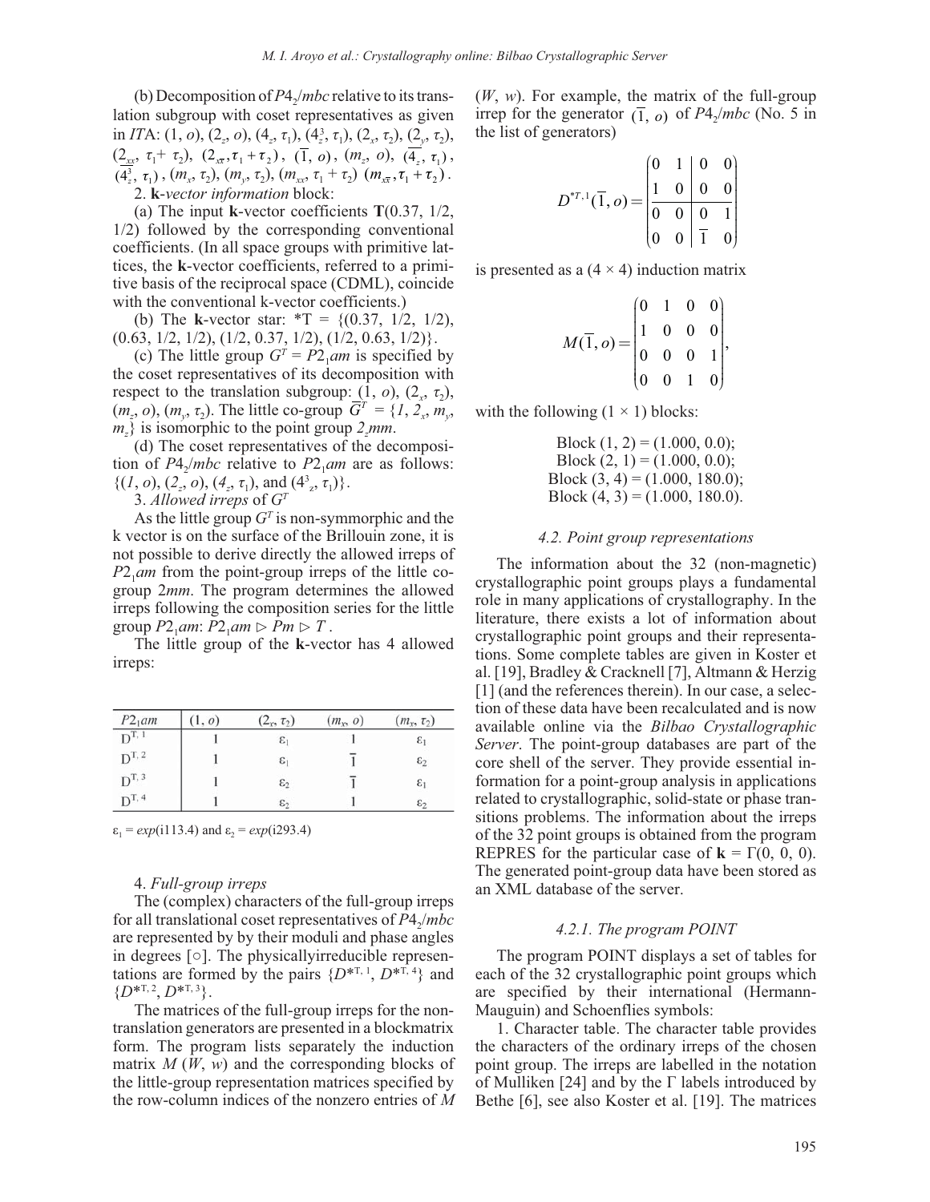(b) Decomposition of $P4_2/mbc$ relative to its translation subgroup with coset representatives as given in *ITA*: $(1, o)$, $(2_z, o)$, $(4_z, \tau_1)$, $(4_z^3, \tau_1)$, $(2_x, \tau_2)$, $(2_y, \tau_2)$, $(2_{xx}, \tau_1 + \tau_2)$, $(2_{x\bar{x}}, \tau_1 + \tau_2)$, $(\bar{1}, o)$, $(m_z, o)$, $(\overline{4}_z, \tau_1)$, $(\overline{4}_z^3, \tau_1)$, $(m_x, \tau_2)$, $(m_y, \tau_2)$, $(m_{xx}, \tau_1 + \tau_2)$ $(m_{x\bar{x}}, \tau_1 + \tau_2)$.

2. **k**-*vector information* block:

(a) The input **k**-vector coefficients **T**(0.37, 1/2, 1/2) followed by the corresponding conventional coefficients. (In all space groups with primitive lattices, the **k**-vector coefficients, referred to a primitive basis of the reciprocal space (CDML), coincide with the conventional k-vector coefficients.)

(b) The **k**-vector star: *T = {(0.37, 1/2, 1/2), (0.63, 1/2, 1/2), (1/2, 0.37, 1/2), (1/2, 0.63, 1/2)}.

(c) The little group $G^T = P2_1am$ is specified by the coset representatives of its decomposition with respect to the translation subgroup: $(1, o)$, $(2_x, \tau_2)$, $(m_z, o)$, $(m_y, \tau_2)$. The little co-group $\overline{G}^T = \{1, 2_x, m_y, m_z\}$ is isomorphic to the point group $2_z mm$.

(d) The coset representatives of the decomposition of $P4_2/mbc$ relative to $P2_1am$ are as follows: $\{(1, o), (2_z, o), (4_z, \tau_1)$, and $(4^3_z, \tau_1)\}$.

3. *Allowed irreps of* $G^T$

As the little group $G^T$ is non-symmorphic and the k vector is on the surface of the Brillouin zone, it is not possible to derive directly the allowed irreps of $P2_1am$ from the point-group irreps of the little co-group $2mm$. The program determines the allowed irreps following the composition series for the little group $P2_1am$: $P2_1am \triangleright Pm \triangleright T$.

The little group of the **k**-vector has 4 allowed irreps:

| $P2_1am$ | $(1, o)$ | $(2_x, \tau_2)$ | $(m_x, o)$ | $(m_y, \tau_2)$ |
|---|---|---|---|---|
| $D^{T,1}$ | 1 | $\varepsilon_1$ | 1 | $\varepsilon_1$ |
| $D^{T,2}$ | 1 | $\varepsilon_1$ | $\bar{1}$ | $\varepsilon_2$ |
| $D^{T,3}$ | 1 | $\varepsilon_2$ | $\bar{1}$ | $\varepsilon_1$ |
| $D^{T,4}$ | 1 | $\varepsilon_2$ | 1 | $\varepsilon_2$ |

$\varepsilon_1 = exp(i113.4)$ and $\varepsilon_2 = exp(i293.4)$

4. *Full-group irreps*

The (complex) characters of the full-group irreps for all translational coset representatives of $P4_2/mbc$ are represented by by their moduli and phase angles in degrees [○]. The physicallyirreducible representations are formed by the pairs $\{D^{*T,1}, D^{*T,4}\}$ and $\{D^{*T,2}, D^{*T,3}\}$.

The matrices of the full-group irreps for the non-translation generators are presented in a blockmatrix form. The program lists separately the induction matrix $M(W, w)$ and the corresponding blocks of the little-group representation matrices specified by the row-column indices of the nonzero entries of $M(W, w)$. For example, the matrix of the full-group irrep for the generator $(\bar{1}, o)$ of $P4_2/mbc$ (No. 5 in the list of generators)

$$D^{*T,1}(\bar{1}, o) = \left(\begin{array}{cc|cc} 0 & 1 & 0 & 0 \\ 1 & 0 & 0 & 0 \\ \hline 0 & 0 & 0 & 1 \\ 0 & 0 & \bar{1} & 0 \end{array}\right)$$

is presented as a (4 × 4) induction matrix

$$M(\bar{1}, o) = \begin{pmatrix} 0 & 1 & 0 & 0 \\ 1 & 0 & 0 & 0 \\ 0 & 0 & 0 & 1 \\ 0 & 0 & 1 & 0 \end{pmatrix},$$

with the following (1 × 1) blocks:

Block (1, 2) = (1.000, 0.0);
Block (2, 1) = (1.000, 0.0);
Block (3, 4) = (1.000, 180.0);
Block (4, 3) = (1.000, 180.0).

#### 4.2. Point group representations

The information about the 32 (non-magnetic) crystallographic point groups plays a fundamental role in many applications of crystallography. In the literature, there exists a lot of information about crystallographic point groups and their representations. Some complete tables are given in Koster et al. [19], Bradley & Cracknell [7], Altmann & Herzig [1] (and the references therein). In our case, a selection of these data have been recalculated and is now available online via the *Bilbao Crystallographic Server*. The point-group databases are part of the core shell of the server. They provide essential information for a point-group analysis in applications related to crystallographic, solid-state or phase transitions problems. The information about the irreps of the 32 point groups is obtained from the program REPRES for the particular case of **k** = Γ(0, 0, 0). The generated point-group data have been stored as an XML database of the server.

##### 4.2.1. The program POINT

The program POINT displays a set of tables for each of the 32 crystallographic point groups which are specified by their international (Hermann-Mauguin) and Schoenflies symbols:

1. Character table. The character table provides the characters of the ordinary irreps of the chosen point group. The irreps are labelled in the notation of Mulliken [24] and by the Γ labels introduced by Bethe [6], see also Koster et al. [19]. The matrices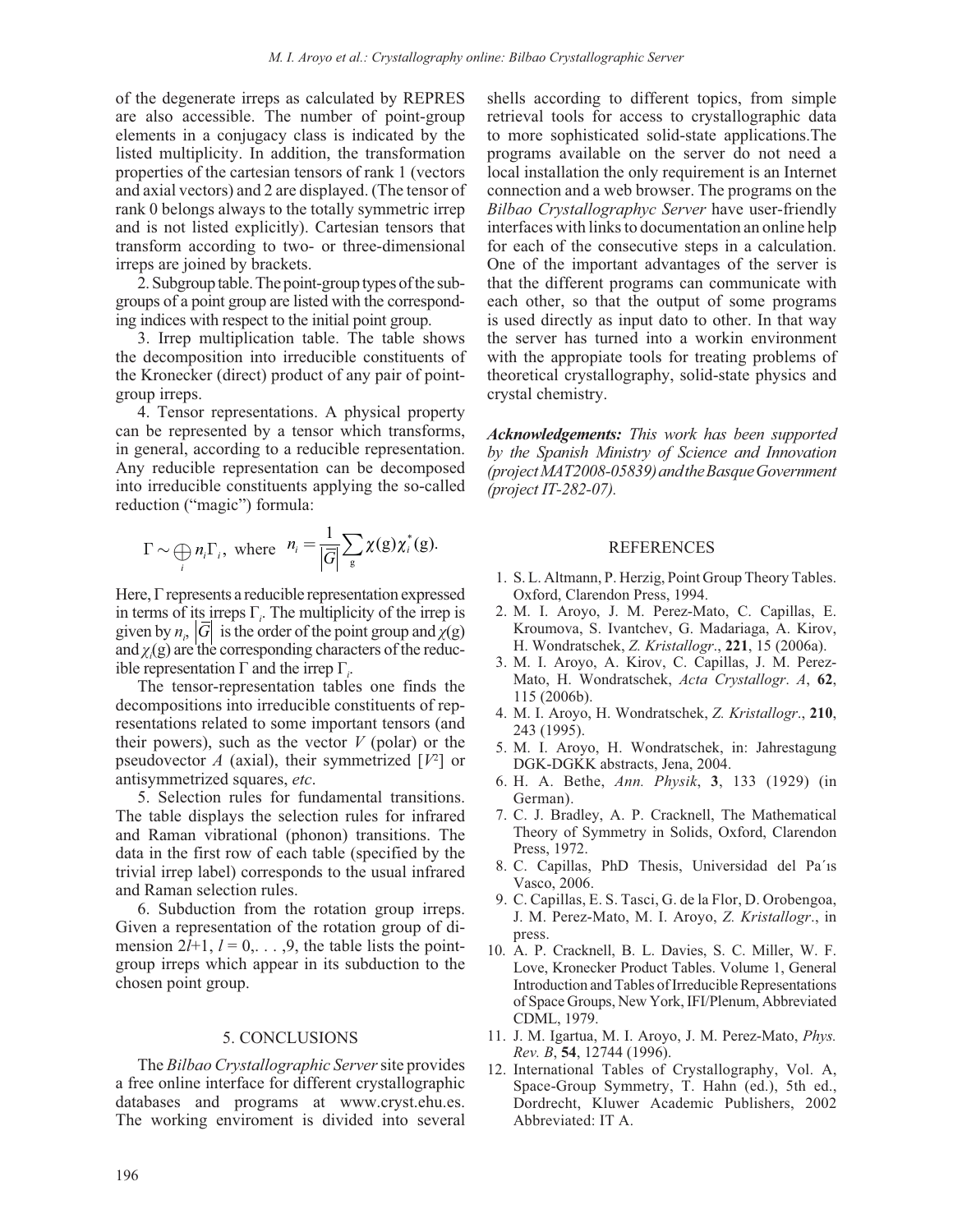of the degenerate irreps as calculated by REPRES are also accessible. The number of point-group elements in a conjugacy class is indicated by the listed multiplicity. In addition, the transformation properties of the cartesian tensors of rank 1 (vectors and axial vectors) and 2 are displayed. (The tensor of rank 0 belongs always to the totally symmetric irrep and is not listed explicitly). Cartesian tensors that transform according to two- or three-dimensional irreps are joined by brackets.

2. Subgroup table. The point-group types of the subgroups of a point group are listed with the corresponding indices with respect to the initial point group.

3. Irrep multiplication table. The table shows the decomposition into irreducible constituents of the Kronecker (direct) product of any pair of point-group irreps.

4. Tensor representations. A physical property can be represented by a tensor which transforms, in general, according to a reducible representation. Any reducible representation can be decomposed into irreducible constituents applying the so-called reduction ("magic") formula:

$$\Gamma \sim \bigoplus_i n_i \Gamma_i, \text{ where } n_i = \frac{1}{|\bar{G}|} \sum_g \chi(g) \chi_i^*(g).$$

Here, $\Gamma$ represents a reducible representation expressed in terms of its irreps $\Gamma_i$. The multiplicity of the irrep is given by $n_i$, $|\bar{G}|$ is the order of the point group and $\chi(g)$ and $\chi_i(g)$ are the corresponding characters of the reducible representation $\Gamma$ and the irrep $\Gamma_i$.

The tensor-representation tables one finds the decompositions into irreducible constituents of representations related to some important tensors (and their powers), such as the vector $V$ (polar) or the pseudovector $A$ (axial), their symmetrized [$V^2$] or antisymmetrized squares, *etc*.

5. Selection rules for fundamental transitions. The table displays the selection rules for infrared and Raman vibrational (phonon) transitions. The data in the first row of each table (specified by the trivial irrep label) corresponds to the usual infrared and Raman selection rules.

6. Subduction from the rotation group irreps. Given a representation of the rotation group of dimension $2l+1$, $l = 0, \ldots, 9$, the table lists the point-group irreps which appear in its subduction to the chosen point group.

## 5. CONCLUSIONS

The *Bilbao Crystallographic Server* site provides a free online interface for different crystallographic databases and programs at www.cryst.ehu.es. The working enviroment is divided into several shells according to different topics, from simple retrieval tools for access to crystallographic data to more sophisticated solid-state applications.The programs available on the server do not need a local installation the only requirement is an Internet connection and a web browser. The programs on the *Bilbao Crystallographyc Server* have user-friendly interfaces with links to documentation an online help for each of the consecutive steps in a calculation. One of the important advantages of the server is that the different programs can communicate with each other, so that the output of some programs is used directly as input dato to other. In that way the server has turned into a workin environment with the appropiate tools for treating problems of theoretical crystallography, solid-state physics and crystal chemistry.

***Acknowledgements:*** *This work has been supported by the Spanish Ministry of Science and Innovation (project MAT2008-05839) and the Basque Government (project IT-282-07).*

## REFERENCES

1. S. L. Altmann, P. Herzig, Point Group Theory Tables. Oxford, Clarendon Press, 1994.
2. M. I. Aroyo, J. M. Perez-Mato, C. Capillas, E. Kroumova, S. Ivantchev, G. Madariaga, A. Kirov, H. Wondratschek, *Z. Kristallogr.*, **221**, 15 (2006a).
3. M. I. Aroyo, A. Kirov, C. Capillas, J. M. Perez-Mato, H. Wondratschek, *Acta Crystallogr. A*, **62**, 115 (2006b).
4. M. I. Aroyo, H. Wondratschek, *Z. Kristallogr.*, **210**, 243 (1995).
5. M. I. Aroyo, H. Wondratschek, in: Jahrestagung DGK-DGKK abstracts, Jena, 2004.
6. H. A. Bethe, *Ann. Physik*, **3**, 133 (1929) (in German).
7. C. J. Bradley, A. P. Cracknell, The Mathematical Theory of Symmetry in Solids, Oxford, Clarendon Press, 1972.
8. C. Capillas, PhD Thesis, Universidad del Pa´ıs Vasco, 2006.
9. C. Capillas, E. S. Tasci, G. de la Flor, D. Orobengoa, J. M. Perez-Mato, M. I. Aroyo, *Z. Kristallogr.*, in press.
10. A. P. Cracknell, B. L. Davies, S. C. Miller, W. F. Love, Kronecker Product Tables. Volume 1, General Introduction and Tables of Irreducible Representations of Space Groups, New York, IFI/Plenum, Abbreviated CDML, 1979.
11. J. M. Igartua, M. I. Aroyo, J. M. Perez-Mato, *Phys. Rev. B*, **54**, 12744 (1996).
12. International Tables of Crystallography, Vol. A, Space-Group Symmetry, T. Hahn (ed.), 5th ed., Dordrecht, Kluwer Academic Publishers, 2002 Abbreviated: IT A.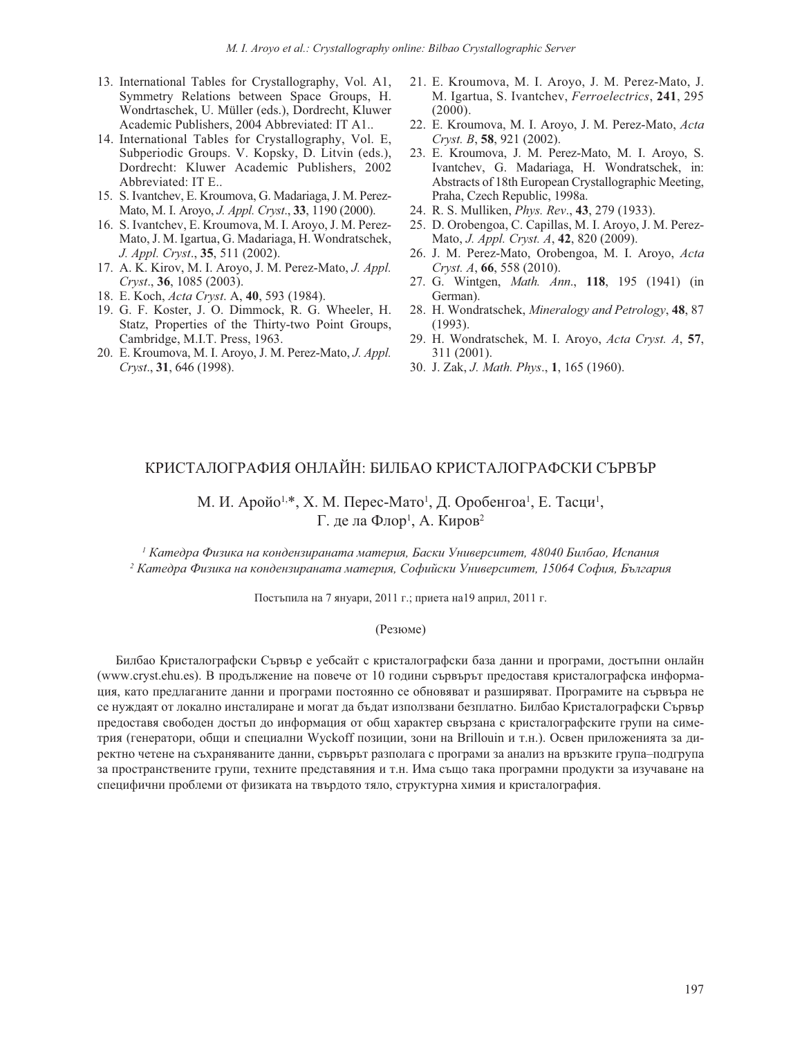13. International Tables for Crystallography, Vol. A1, Symmetry Relations between Space Groups, H. Wondrtaschek, U. Müller (eds.), Dordrecht, Kluwer Academic Publishers, 2004 Abbreviated: IT A1..
14. International Tables for Crystallography, Vol. E, Subperiodic Groups. V. Kopsky, D. Litvin (eds.), Dordrecht: Kluwer Academic Publishers, 2002 Abbreviated: IT E..
15. S. Ivantchev, E. Kroumova, G. Madariaga, J. M. Perez-Mato, M. I. Aroyo, *J. Appl. Cryst*., **33**, 1190 (2000).
16. S. Ivantchev, E. Kroumova, M. I. Aroyo, J. M. Perez-Mato, J. M. Igartua, G. Madariaga, H. Wondratschek, *J. Appl. Cryst*., **35**, 511 (2002).
17. A. K. Kirov, M. I. Aroyo, J. M. Perez-Mato, *J. Appl. Cryst*., **36**, 1085 (2003).
18. E. Koch, *Acta Cryst*. A, **40**, 593 (1984).
19. G. F. Koster, J. O. Dimmock, R. G. Wheeler, H. Statz, Properties of the Thirty-two Point Groups, Cambridge, M.I.T. Press, 1963.
20. E. Kroumova, M. I. Aroyo, J. M. Perez-Mato, *J. Appl. Cryst*., **31**, 646 (1998).
21. E. Kroumova, M. I. Aroyo, J. M. Perez-Mato, J. M. Igartua, S. Ivantchev, *Ferroelectrics*, **241**, 295 (2000).
22. E. Kroumova, M. I. Aroyo, J. M. Perez-Mato, *Acta Cryst. B*, **58**, 921 (2002).
23. E. Kroumova, J. M. Perez-Mato, M. I. Aroyo, S. Ivantchev, G. Madariaga, H. Wondratschek, in: Abstracts of 18th European Crystallographic Meeting, Praha, Czech Republic, 1998a.
24. R. S. Mulliken, *Phys. Rev*., **43**, 279 (1933).
25. D. Orobengoa, C. Capillas, M. I. Aroyo, J. M. Perez-Mato, *J. Appl. Cryst. A*, **42**, 820 (2009).
26. J. M. Perez-Mato, Orobengoa, M. I. Aroyo, *Acta Cryst. A*, **66**, 558 (2010).
27. G. Wintgen, *Math. Ann*., **118**, 195 (1941) (in German).
28. H. Wondratschek, *Mineralogy and Petrology*, **48**, 87 (1993).
29. H. Wondratschek, M. I. Aroyo, *Acta Cryst. A*, **57**, 311 (2001).
30. J. Zak, *J. Math. Phys*., **1**, 165 (1960).

# КРИСТАЛОГРАФИЯ ОНЛАЙН: БИЛБАО КРИСТАЛОГРАФСКИ СЪРВЪР

М. И. Аройо[1,*], Х. М. Перес-Мато[1], Д. Оробенгоа[1], Е. Тасци[1], Г. де ла Флор[1], А. Киров[2]

[1] *Катедра Физика на кондензираната материя, Баски Университет, 48040 Билбао, Испания*
[2] *Катедра Физика на кондензираната материя, Софийски Университет, 15064 София, България*

Постъпила на 7 януари, 2011 г.; приета на19 април, 2011 г.

(Резюме)

Билбао Кристалографски Сървър е уебсайт с кристалографски база данни и програми, достъпни онлайн (www.cryst.ehu.es). В продължение на повече от 10 години сървърът предоставя кристалографска информация, като предлаганите данни и програми постоянно се обновяват и разширяват. Програмите на сървъра не се нуждаят от локално инсталиране и могат да бъдат използвани безплатно. Билбао Кристалографски Сървър предоставя свободен достъп до информация от общ характер свързана с кристалографските групи на симетрия (генератори, общи и специални Wyckoff позиции, зони на Brillouin и т.н.). Освен приложенията за директно четене на съхраняваните данни, сървърът разполага с програми за анализ на връзките група–подгрупа за пространствените групи, техните представяния и т.н. Има също така програмни продукти за изучаване на специфични проблеми от физиката на твърдото тяло, структурна химия и кристалография.